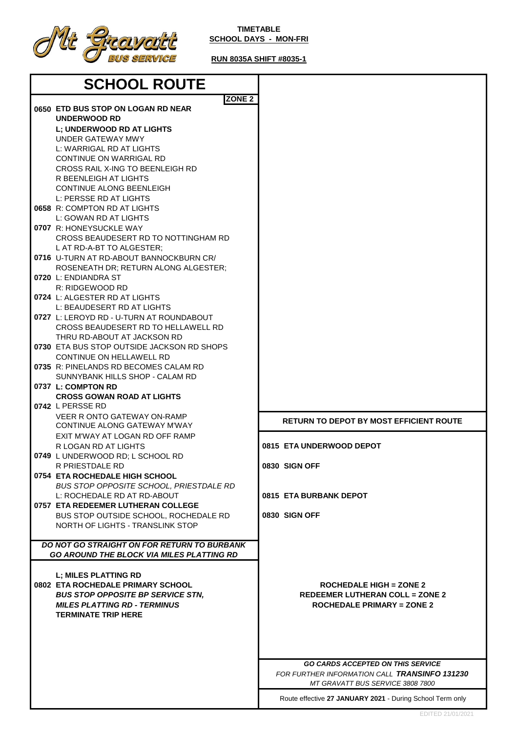**Mt Gravatt BUS SERVICE**

**TIMETABLE**
**SCHOOL DAYS - MON-FRI**

**RUN 8035A SHIFT #8035-1**

# SCHOOL ROUTE

**ZONE 2**

**0650 ETD BUS STOP ON LOGAN RD NEAR UNDERWOOD RD**
**L; UNDERWOOD RD AT LIGHTS**
UNDER GATEWAY MWY
L: WARRIGAL RD AT LIGHTS
CONTINUE ON WARRIGAL RD
CROSS RAIL X-ING TO BEENLEIGH RD
R BEENLEIGH AT LIGHTS
CONTINUE ALONG BEENLEIGH
L: PERSSE RD AT LIGHTS
**0658** R: COMPTON RD AT LIGHTS
L: GOWAN RD AT LIGHTS
**0707** R: HONEYSUCKLE WAY
CROSS BEAUDESERT RD TO NOTTINGHAM RD
L AT RD-A-BT TO ALGESTER;
**0716** U-TURN AT RD-ABOUT BANNOCKBURN CR/ ROSENEATH DR; RETURN ALONG ALGESTER;
**0720** L: ENDIANDRA ST
R: RIDGEWOOD RD
**0724** L: ALGESTER RD AT LIGHTS
L: BEAUDESERT RD AT LIGHTS
**0727** L: LEROYD RD - U-TURN AT ROUNDABOUT
CROSS BEAUDESERT RD TO HELLAWELL RD
THRU RD-ABOUT AT JACKSON RD
**0730** ETA BUS STOP OUTSIDE JACKSON RD SHOPS
CONTINUE ON HELLAWELL RD
**0735** R: PINELANDS RD BECOMES CALAM RD
SUNNYBANK HILLS SHOP - CALAM RD
**0737 L: COMPTON RD**
**CROSS GOWAN ROAD AT LIGHTS**
**0742** L PERSSE RD
VEER R ONTO GATEWAY ON-RAMP
CONTINUE ALONG GATEWAY M'WAY
EXIT M'WAY AT LOGAN RD OFF RAMP
R LOGAN RD AT LIGHTS
**0749** L UNDERWOOD RD; L SCHOOL RD
R PRIESTDALE RD
**0754 ETA ROCHEDALE HIGH SCHOOL**
*BUS STOP OPPOSITE SCHOOL, PRIESTDALE RD*
L: ROCHEDALE RD AT RD-ABOUT
**0757 ETA REDEEMER LUTHERAN COLLEGE**
BUS STOP OUTSIDE SCHOOL, ROCHEDALE RD
NORTH OF LIGHTS - TRANSLINK STOP

***DO NOT GO STRAIGHT ON FOR RETURN TO BURBANK***
***GO AROUND THE BLOCK VIA MILES PLATTING RD***

**L; MILES PLATTING RD**
**0802 ETA ROCHEDALE PRIMARY SCHOOL**
***BUS STOP OPPOSITE BP SERVICE STN,***
***MILES PLATTING RD - TERMINUS***
**TERMINATE TRIP HERE**

**RETURN TO DEPOT BY MOST EFFICIENT ROUTE**

**0815 ETA UNDERWOOD DEPOT**

**0830 SIGN OFF**

**0815 ETA BURBANK DEPOT**

**0830 SIGN OFF**

**ROCHEDALE HIGH = ZONE 2**
**REDEEMER LUTHERAN COLL = ZONE 2**
**ROCHEDALE PRIMARY = ZONE 2**

***GO CARDS ACCEPTED ON THIS SERVICE***
*FOR FURTHER INFORMATION CALL* ***TRANSINFO 131230***
*MT GRAVATT BUS SERVICE 3808 7800*

Route effective **27 JANUARY 2021** - During School Term only

EDITED 21/01/2021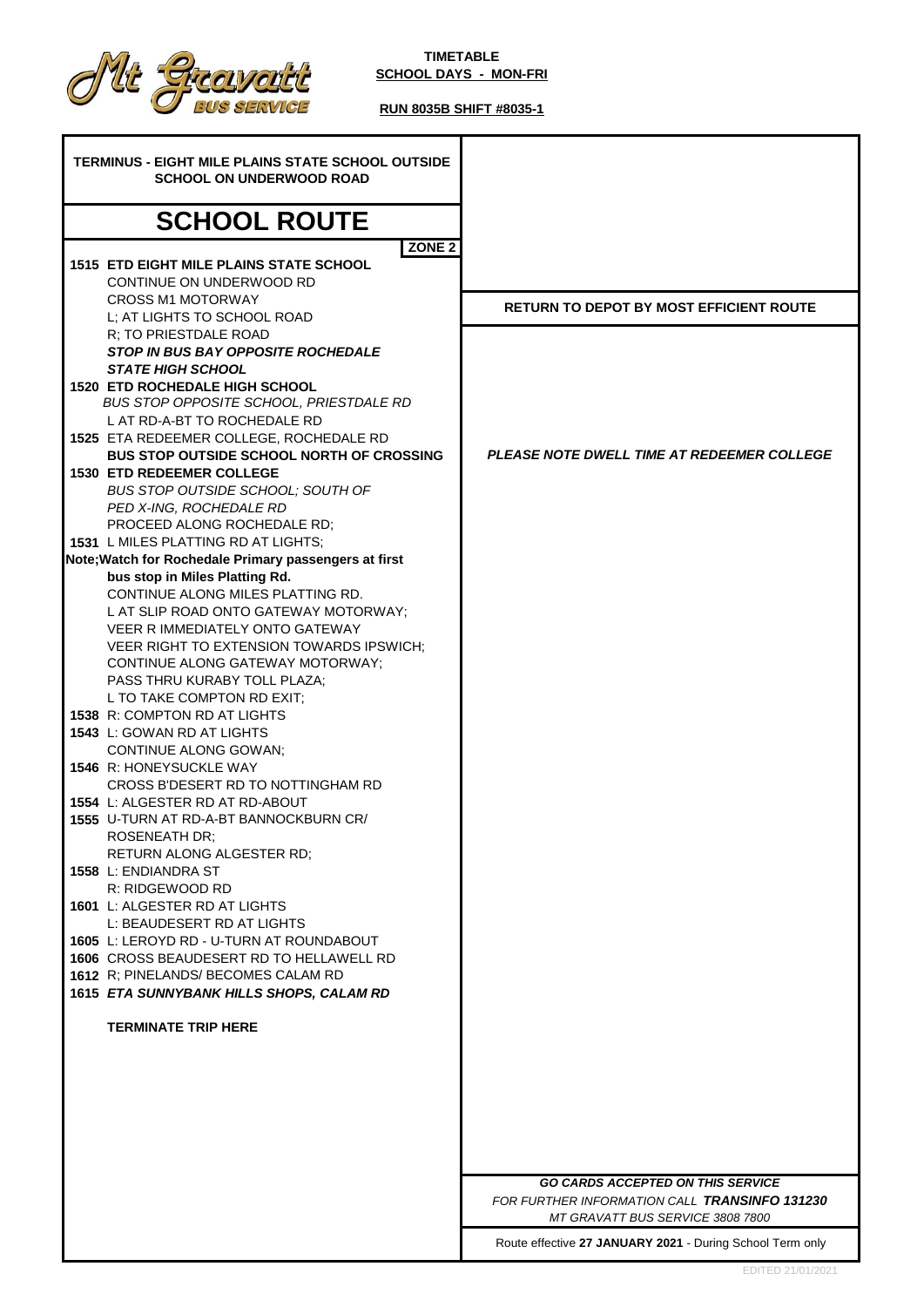Mt Gravatt BUS SERVICE

**TIMETABLE**
**SCHOOL DAYS - MON-FRI**

**RUN 8035B SHIFT #8035-1**

**TERMINUS - EIGHT MILE PLAINS STATE SCHOOL OUTSIDE SCHOOL ON UNDERWOOD ROAD**

# SCHOOL ROUTE

**ZONE 2**

**1515 ETD EIGHT MILE PLAINS STATE SCHOOL**
CONTINUE ON UNDERWOOD RD
CROSS M1 MOTORWAY
L; AT LIGHTS TO SCHOOL ROAD
R; TO PRIESTDALE ROAD
***STOP IN BUS BAY OPPOSITE ROCHEDALE STATE HIGH SCHOOL***
**1520 ETD ROCHEDALE HIGH SCHOOL**
*BUS STOP OPPOSITE SCHOOL, PRIESTDALE RD*
L AT RD-A-BT TO ROCHEDALE RD
**1525** ETA REDEEMER COLLEGE, ROCHEDALE RD
**BUS STOP OUTSIDE SCHOOL NORTH OF CROSSING**
**1530 ETD REDEEMER COLLEGE**
*BUS STOP OUTSIDE SCHOOL; SOUTH OF PED X-ING, ROCHEDALE RD*
PROCEED ALONG ROCHEDALE RD;
**1531** L MILES PLATTING RD AT LIGHTS;
**Note;Watch for Rochedale Primary passengers at first bus stop in Miles Platting Rd.**
CONTINUE ALONG MILES PLATTING RD.
L AT SLIP ROAD ONTO GATEWAY MOTORWAY;
VEER R IMMEDIATELY ONTO GATEWAY
VEER RIGHT TO EXTENSION TOWARDS IPSWICH;
CONTINUE ALONG GATEWAY MOTORWAY;
PASS THRU KURABY TOLL PLAZA;
L TO TAKE COMPTON RD EXIT;
**1538** R: COMPTON RD AT LIGHTS
**1543** L: GOWAN RD AT LIGHTS
CONTINUE ALONG GOWAN;
**1546** R: HONEYSUCKLE WAY
CROSS B'DESERT RD TO NOTTINGHAM RD
**1554** L: ALGESTER RD AT RD-ABOUT
**1555** U-TURN AT RD-A-BT BANNOCKBURN CR/ ROSENEATH DR;
RETURN ALONG ALGESTER RD;
**1558** L: ENDIANDRA ST
R: RIDGEWOOD RD
**1601** L: ALGESTER RD AT LIGHTS
L: BEAUDESERT RD AT LIGHTS
**1605** L: LEROYD RD - U-TURN AT ROUNDABOUT
**1606** CROSS BEAUDESERT RD TO HELLAWELL RD
**1612** R; PINELANDS/ BECOMES CALAM RD
**1615** ***ETA SUNNYBANK HILLS SHOPS, CALAM RD***

**TERMINATE TRIP HERE**

**RETURN TO DEPOT BY MOST EFFICIENT ROUTE**

***PLEASE NOTE DWELL TIME AT REDEEMER COLLEGE***

***GO CARDS ACCEPTED ON THIS SERVICE***
*FOR FURTHER INFORMATION CALL* ***TRANSINFO 131230***
*MT GRAVATT BUS SERVICE 3808 7800*

Route effective **27 JANUARY 2021** - During School Term only

EDITED 21/01/2021